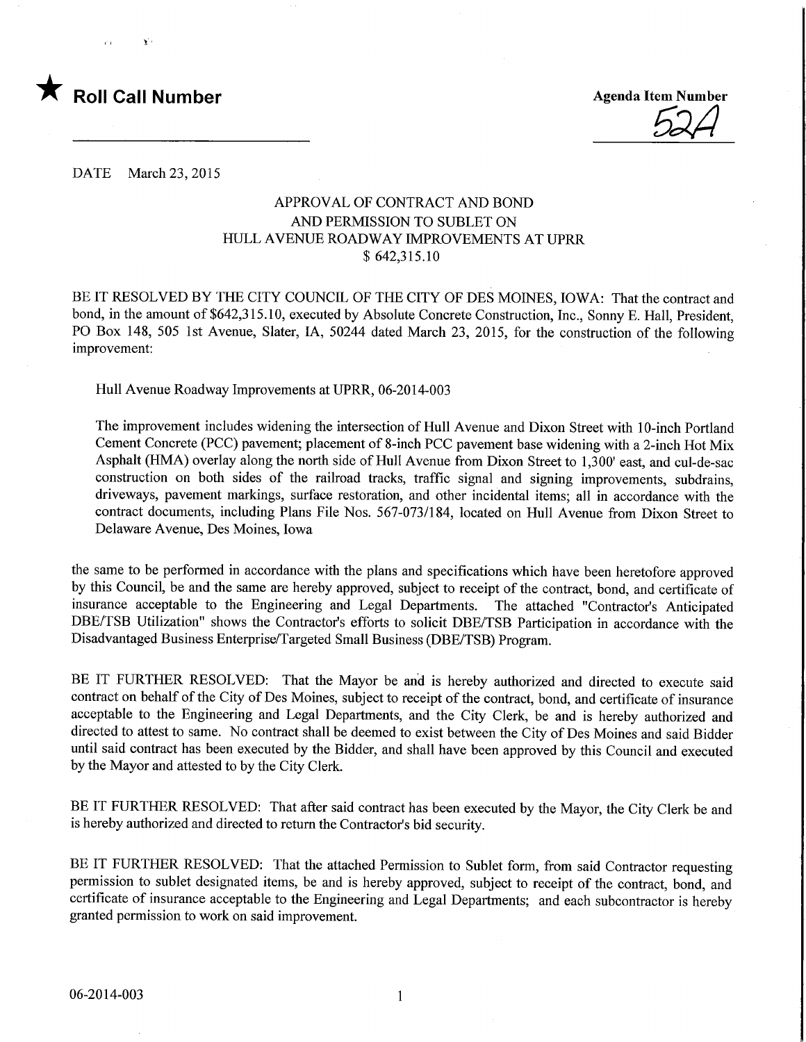★ **Roll Call Number** ______________________

**Agenda Item Number**
52A

DATE March 23, 2015

## APPROVAL OF CONTRACT AND BOND AND PERMISSION TO SUBLET ON HULL AVENUE ROADWAY IMPROVEMENTS AT UPRR $ 642,315.10

BE IT RESOLVED BY THE CITY COUNCIL OF THE CITY OF DES MOINES, IOWA: That the contract and bond, in the amount of $642,315.10, executed by Absolute Concrete Construction, Inc., Sonny E. Hall, President, PO Box 148, 505 1st Avenue, Slater, IA, 50244 dated March 23, 2015, for the construction of the following improvement:

> Hull Avenue Roadway Improvements at UPRR, 06-2014-003
>
> The improvement includes widening the intersection of Hull Avenue and Dixon Street with 10-inch Portland Cement Concrete (PCC) pavement; placement of 8-inch PCC pavement base widening with a 2-inch Hot Mix Asphalt (HMA) overlay along the north side of Hull Avenue from Dixon Street to 1,300' east, and cul-de-sac construction on both sides of the railroad tracks, traffic signal and signing improvements, subdrains, driveways, pavement markings, surface restoration, and other incidental items; all in accordance with the contract documents, including Plans File Nos. 567-073/184, located on Hull Avenue from Dixon Street to Delaware Avenue, Des Moines, Iowa

the same to be performed in accordance with the plans and specifications which have been heretofore approved by this Council, be and the same are hereby approved, subject to receipt of the contract, bond, and certificate of insurance acceptable to the Engineering and Legal Departments. The attached "Contractor's Anticipated DBE/TSB Utilization" shows the Contractor's efforts to solicit DBE/TSB Participation in accordance with the Disadvantaged Business Enterprise/Targeted Small Business (DBE/TSB) Program.

BE IT FURTHER RESOLVED: That the Mayor be and is hereby authorized and directed to execute said contract on behalf of the City of Des Moines, subject to receipt of the contract, bond, and certificate of insurance acceptable to the Engineering and Legal Departments, and the City Clerk, be and is hereby authorized and directed to attest to same. No contract shall be deemed to exist between the City of Des Moines and said Bidder until said contract has been executed by the Bidder, and shall have been approved by this Council and executed by the Mayor and attested to by the City Clerk.

BE IT FURTHER RESOLVED: That after said contract has been executed by the Mayor, the City Clerk be and is hereby authorized and directed to return the Contractor's bid security.

BE IT FURTHER RESOLVED: That the attached Permission to Sublet form, from said Contractor requesting permission to sublet designated items, be and is hereby approved, subject to receipt of the contract, bond, and certificate of insurance acceptable to the Engineering and Legal Departments; and each subcontractor is hereby granted permission to work on said improvement.

06-2014-003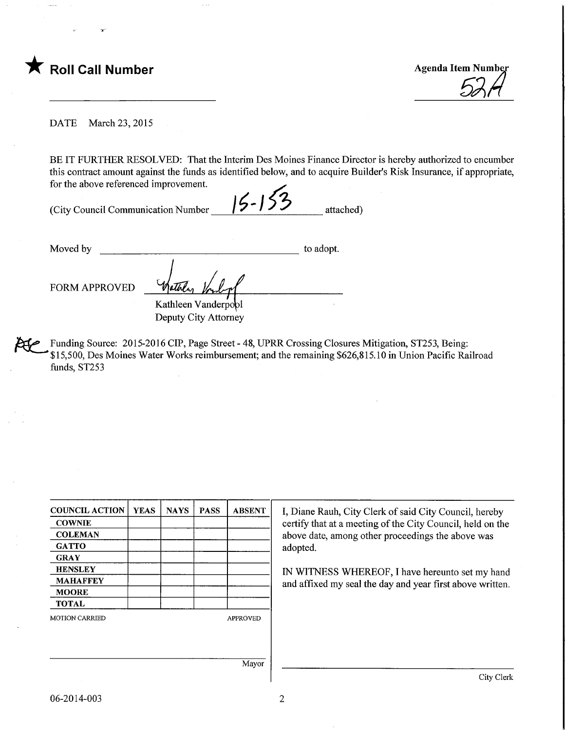★ **Roll Call Number**

**Agenda Item Number**
52A

DATE March 23, 2015

BE IT FURTHER RESOLVED: That the Interim Des Moines Finance Director is hereby authorized to encumber this contract amount against the funds as identified below, and to acquire Builder's Risk Insurance, if appropriate, for the above referenced improvement.

(City Council Communication Number 15-153 attached)

Moved by ______________________________ to adopt.

FORM APPROVED

Kathleen Vanderpool
Deputy City Attorney

Funding Source: 2015-2016 CIP, Page Street - 48, UPRR Crossing Closures Mitigation, ST253, Being: $15,500, Des Moines Water Works reimbursement; and the remaining $626,815.10 in Union Pacific Railroad funds, ST253

| COUNCIL ACTION | YEAS | NAYS | PASS | ABSENT |
|---|---|---|---|---|
| COWNIE | | | | |
| COLEMAN | | | | |
| GATTO | | | | |
| GRAY | | | | |
| HENSLEY | | | | |
| MAHAFFEY | | | | |
| MOORE | | | | |
| TOTAL | | | | |

MOTION CARRIED APPROVED

Mayor

I, Diane Rauh, City Clerk of said City Council, hereby certify that at a meeting of the City Council, held on the above date, among other proceedings the above was adopted.

IN WITNESS WHEREOF, I have hereunto set my hand and affixed my seal the day and year first above written.

City Clerk

06-2014-003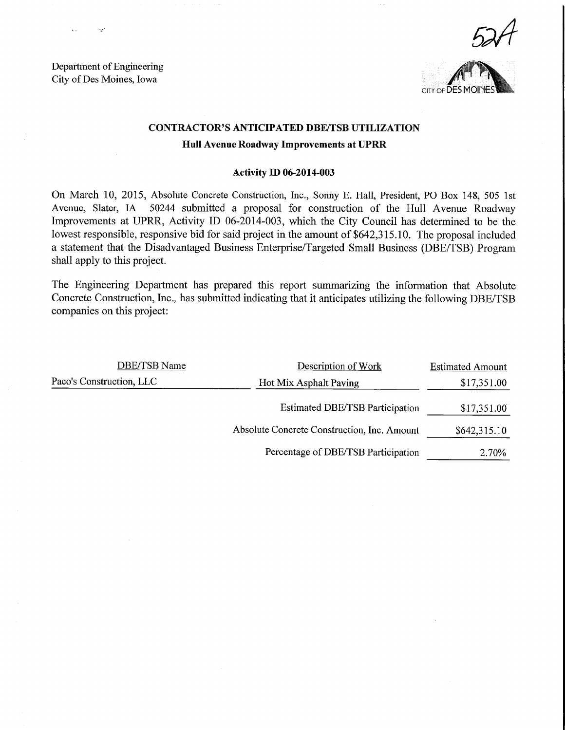Department of Engineering
City of Des Moines, Iowa

52A

CITY OF DES MOINES

## CONTRACTOR'S ANTICIPATED DBE/TSB UTILIZATION

### Hull Avenue Roadway Improvements at UPRR

**Activity ID 06-2014-003**

On March 10, 2015, Absolute Concrete Construction, Inc., Sonny E. Hall, President, PO Box 148, 505 1st Avenue, Slater, IA 50244 submitted a proposal for construction of the Hull Avenue Roadway Improvements at UPRR, Activity ID 06-2014-003, which the City Council has determined to be the lowest responsible, responsive bid for said project in the amount of $642,315.10. The proposal included a statement that the Disadvantaged Business Enterprise/Targeted Small Business (DBE/TSB) Program shall apply to this project.

The Engineering Department has prepared this report summarizing the information that Absolute Concrete Construction, Inc., has submitted indicating that it anticipates utilizing the following DBE/TSB companies on this project:

| DBE/TSB Name | Description of Work | Estimated Amount |
|---|---|---|
| Paco's Construction, LLC | Hot Mix Asphalt Paving | $17,351.00 |
| | Estimated DBE/TSB Participation | $17,351.00 |
| | Absolute Concrete Construction, Inc. Amount | $642,315.10 |
| | Percentage of DBE/TSB Participation | 2.70% |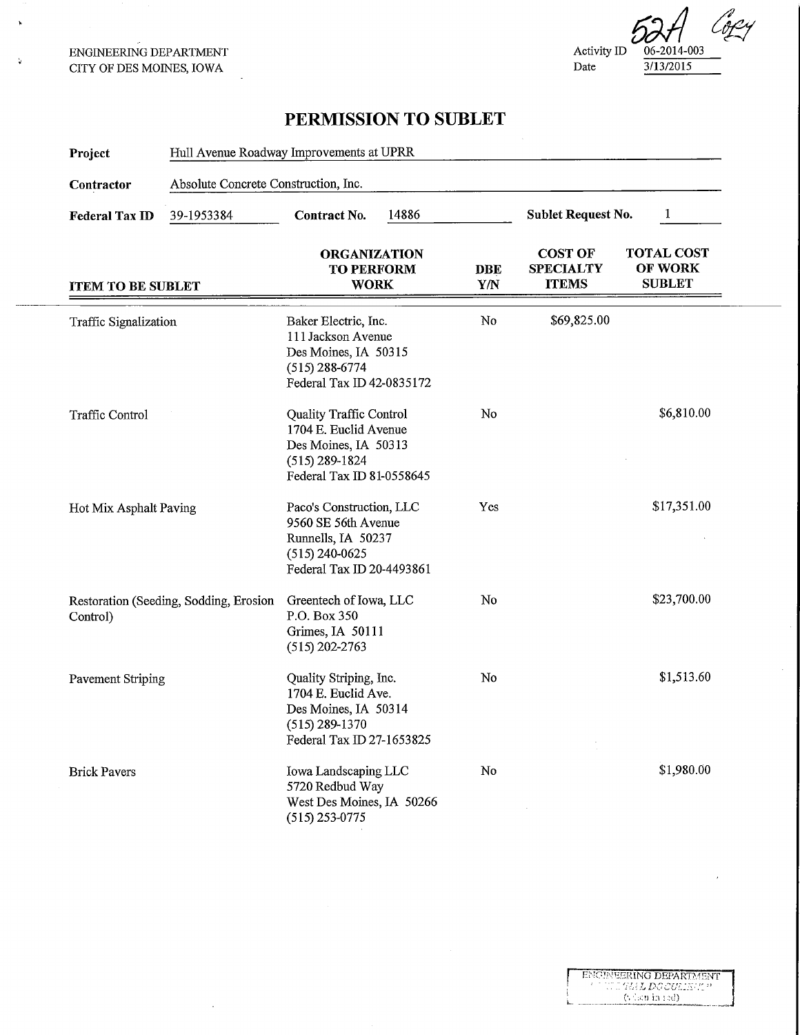ENGINEERING DEPARTMENT
CITY OF DES MOINES, IOWA

52A Copy

Activity ID 06-2014-003
Date 3/13/2015

# PERMISSION TO SUBLET

**Project** Hull Avenue Roadway Improvements at UPRR

**Contractor** Absolute Concrete Construction, Inc.

**Federal Tax ID** 39-1953384 **Contract No.** 14886 **Sublet Request No.** 1

| ITEM TO BE SUBLET | ORGANIZATION TO PERFORM WORK | DBE Y/N | COST OF SPECIALTY ITEMS | TOTAL COST OF WORK SUBLET |
|---|---|---|---|---|
| Traffic Signalization | Baker Electric, Inc.<br>111 Jackson Avenue<br>Des Moines, IA 50315<br>(515) 288-6774<br>Federal Tax ID 42-0835172 | No | $69,825.00 | |
| Traffic Control | Quality Traffic Control<br>1704 E. Euclid Avenue<br>Des Moines, IA 50313<br>(515) 289-1824<br>Federal Tax ID 81-0558645 | No | | $6,810.00 |
| Hot Mix Asphalt Paving | Paco's Construction, LLC<br>9560 SE 56th Avenue<br>Runnells, IA 50237<br>(515) 240-0625<br>Federal Tax ID 20-4493861 | Yes | | $17,351.00 |
| Restoration (Seeding, Sodding, Erosion Control) | Greentech of Iowa, LLC<br>P.O. Box 350<br>Grimes, IA 50111<br>(515) 202-2763 | No | | $23,700.00 |
| Pavement Striping | Quality Striping, Inc.<br>1704 E. Euclid Ave.<br>Des Moines, IA 50314<br>(515) 289-1370<br>Federal Tax ID 27-1653825 | No | | $1,513.60 |
| Brick Pavers | Iowa Landscaping LLC<br>5720 Redbud Way<br>West Des Moines, IA 50266<br>(515) 253-0775 | No | | $1,980.00 |

ENGINEERING DEPARTMENT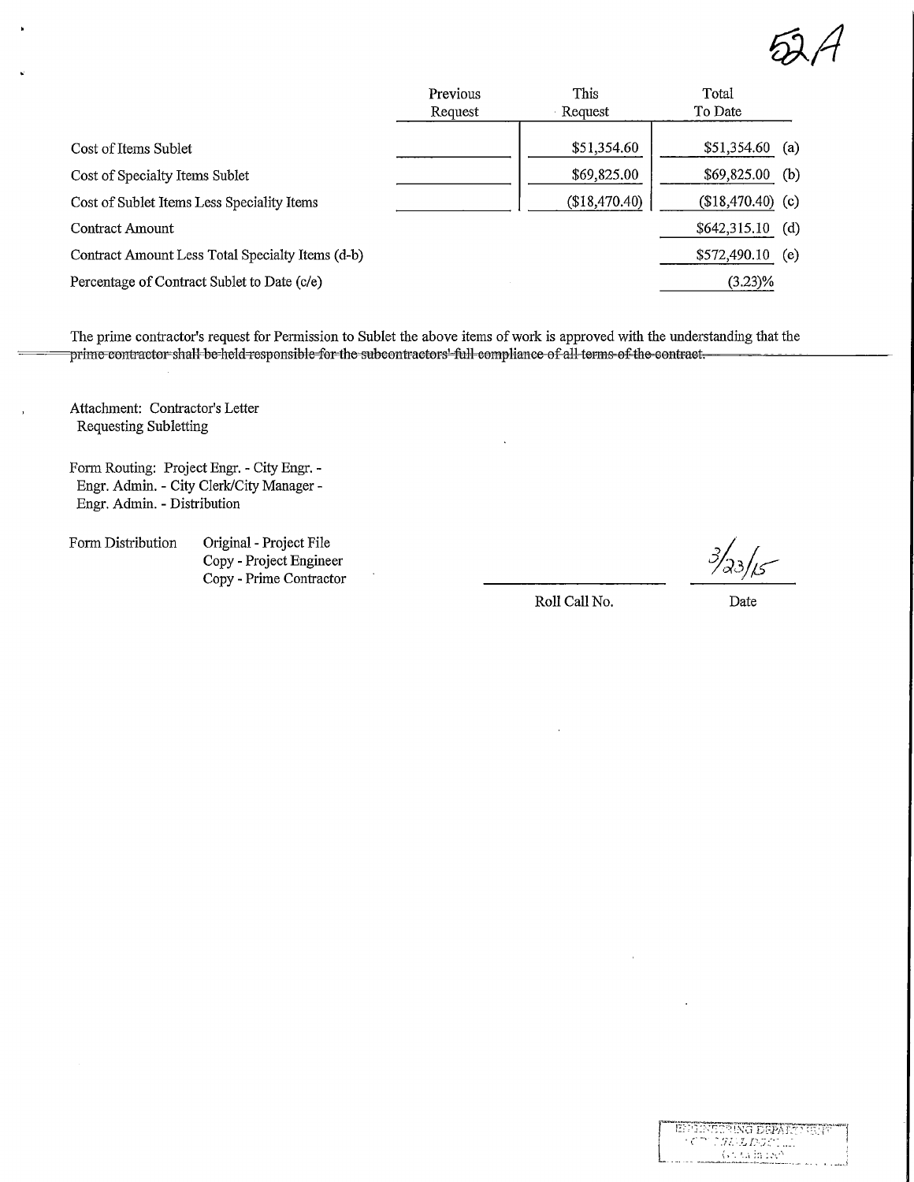52A

| | Previous Request | This Request | Total To Date | |
|---|---|---|---|---|
| Cost of Items Sublet | | $51,354.60 | $51,354.60 | (a) |
| Cost of Specialty Items Sublet | | $69,825.00 | $69,825.00 | (b) |
| Cost of Sublet Items Less Speciality Items | | ($18,470.40) | ($18,470.40) | (c) |
| Contract Amount | | | $642,315.10 | (d) |
| Contract Amount Less Total Specialty Items (d-b) | | | $572,490.10 | (e) |
| Percentage of Contract Sublet to Date (c/e) | | | (3.23)% | |

The prime contractor's request for Permission to Sublet the above items of work is approved with the understanding that the prime contractor shall be held responsible for the subcontractors' full compliance of all terms of the contract.

Attachment: Contractor's Letter Requesting Subletting

Form Routing: Project Engr. - City Engr. - Engr. Admin. - City Clerk/City Manager - Engr. Admin. - Distribution

Form Distribution
- Original - Project File
- Copy - Project Engineer
- Copy - Prime Contractor

Roll Call No. ____________

Date 3/23/15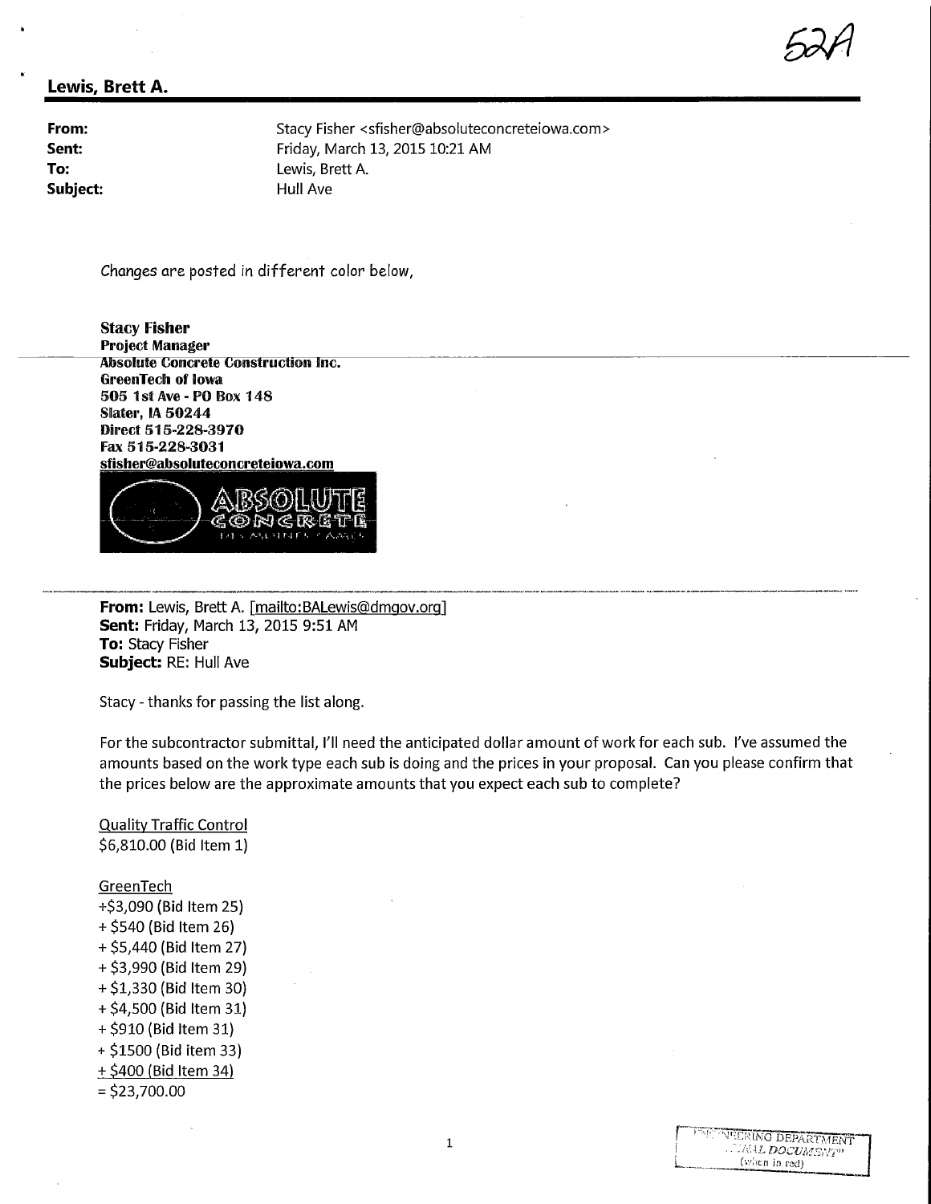52A

## Lewis, Brett A.

**From:** Stacy Fisher <sfisher@absoluteconcreteiowa.com>
**Sent:** Friday, March 13, 2015 10:21 AM
**To:** Lewis, Brett A.
**Subject:** Hull Ave

*Changes are posted in different color below,*

**Stacy Fisher**
**Project Manager**
**Absolute Concrete Construction Inc.**
**GreenTech of Iowa**
**505 1st Ave - PO Box 148**
**Slater, IA 50244**
**Direct 515-228-3970**
**Fax 515-228-3031**
**sfisher@absoluteconcreteiowa.com**

ABSOLUTE CONCRETE

---

**From:** Lewis, Brett A. [mailto:BALewis@dmgov.org]
**Sent:** Friday, March 13, 2015 9:51 AM
**To:** Stacy Fisher
**Subject:** RE: Hull Ave

Stacy - thanks for passing the list along.

For the subcontractor submittal, I'll need the anticipated dollar amount of work for each sub. I've assumed the amounts based on the work type each sub is doing and the prices in your proposal. Can you please confirm that the prices below are the approximate amounts that you expect each sub to complete?

Quality Traffic Control
$6,810.00 (Bid Item 1)

GreenTech
+$3,090 (Bid Item 25)
+ $540 (Bid Item 26)
+ $5,440 (Bid Item 27)
+ $3,990 (Bid Item 29)
+ $1,330 (Bid Item 30)
+ $4,500 (Bid Item 31)
+ $910 (Bid Item 31)
+ $1500 (Bid item 33)
+ $400 (Bid Item 34)
= $23,700.00

ENGINEERING DEPARTMENT "ORIGINAL DOCUMENT" (when in red)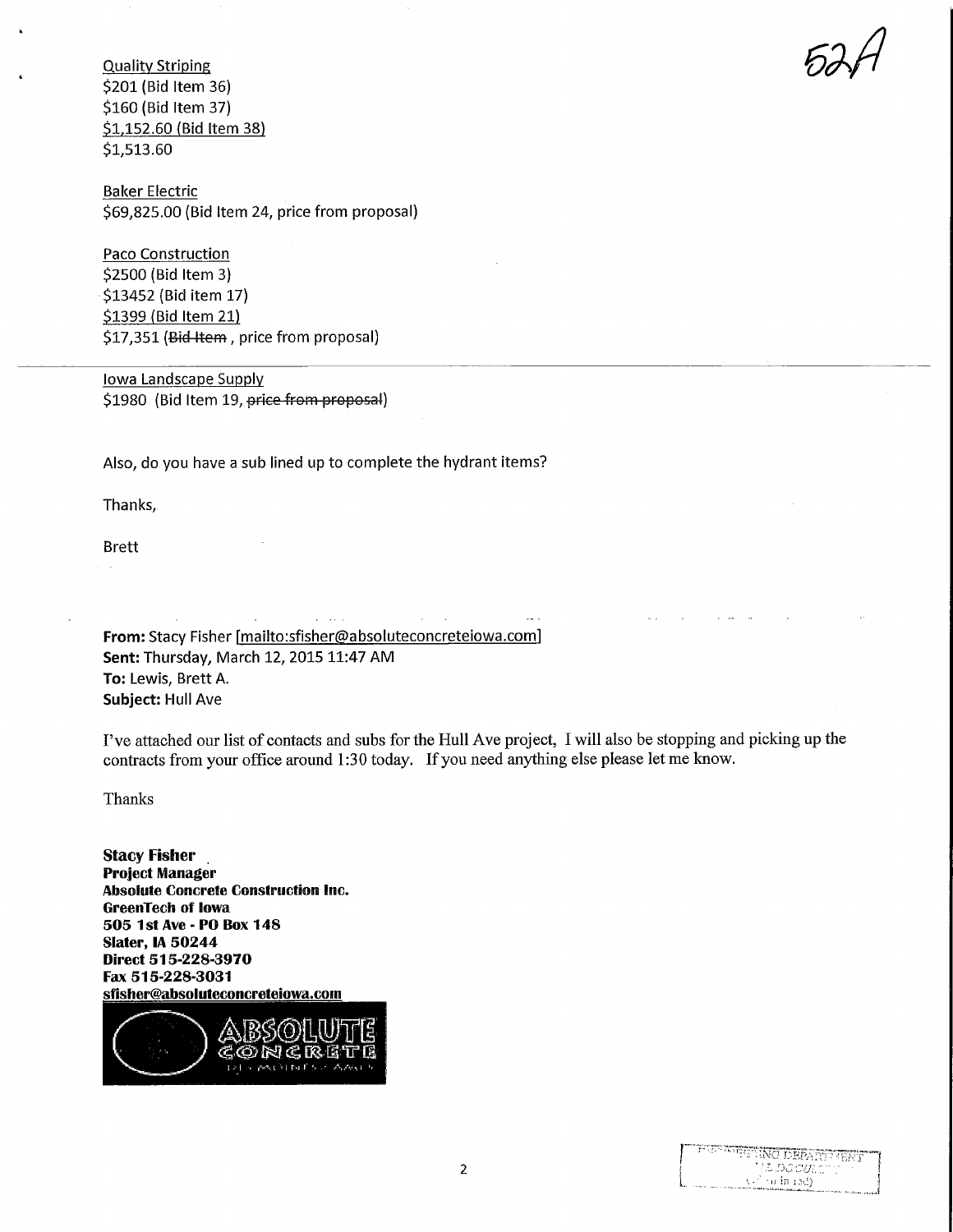52A

Quality Striping
$201 (Bid Item 36)
$160 (Bid Item 37)
$1,152.60 (Bid Item 38)
$1,513.60

Baker Electric
$69,825.00 (Bid Item 24, price from proposal)

Paco Construction
$2500 (Bid Item 3)
$13452 (Bid item 17)
$1399 (Bid Item 21)
$17,351 (~~Bid Item~~ , price from proposal)

Iowa Landscape Supply
$1980 (Bid Item 19, ~~price from proposal~~)

Also, do you have a sub lined up to complete the hydrant items?

Thanks,

Brett

---

**From:** Stacy Fisher [mailto:sfisher@absoluteconcreteiowa.com]
**Sent:** Thursday, March 12, 2015 11:47 AM
**To:** Lewis, Brett A.
**Subject:** Hull Ave

I've attached our list of contacts and subs for the Hull Ave project, I will also be stopping and picking up the contracts from your office around 1:30 today. If you need anything else please let me know.

Thanks

**Stacy Fisher**
**Project Manager**
**Absolute Concrete Construction Inc.**
**GreenTech of Iowa**
**505 1st Ave - PO Box 148**
**Slater, IA 50244**
**Direct 515-228-3970**
**Fax 515-228-3031**
**sfisher@absoluteconcreteiowa.com**

ABSOLUTE CONCRETE